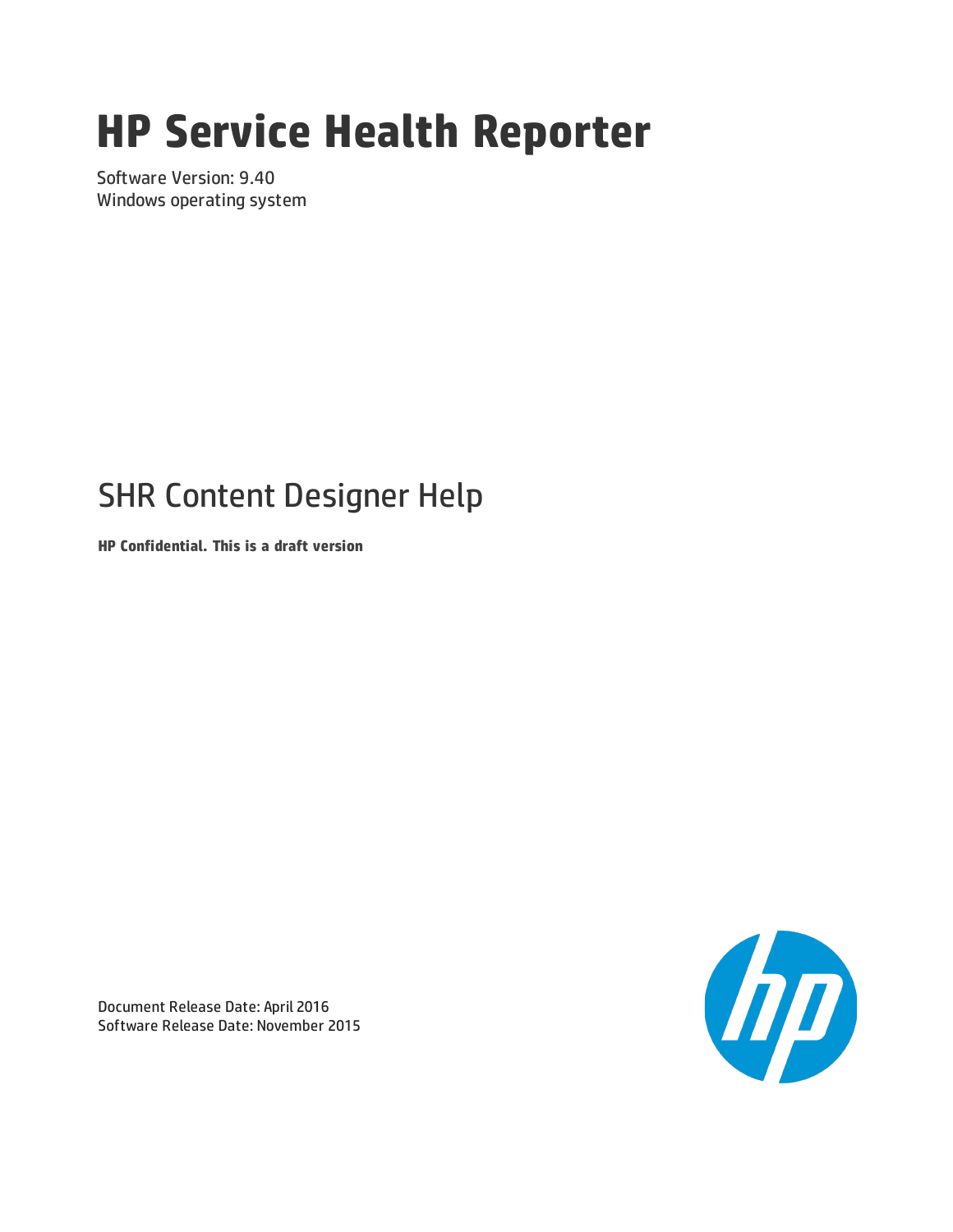# HP Service Health Reporter

Software Version: 9.40
Windows operating system

## SHR Content Designer Help

**HP Confidential. This is a draft version**

Document Release Date: April 2016
Software Release Date: November 2015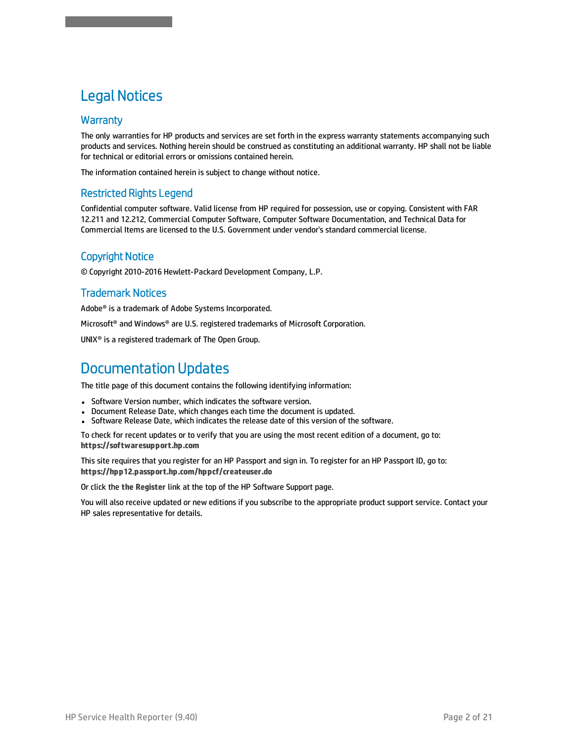# Legal Notices

## Warranty

The only warranties for HP products and services are set forth in the express warranty statements accompanying such products and services. Nothing herein should be construed as constituting an additional warranty. HP shall not be liable for technical or editorial errors or omissions contained herein.

The information contained herein is subject to change without notice.

## Restricted Rights Legend

Confidential computer software. Valid license from HP required for possession, use or copying. Consistent with FAR 12.211 and 12.212, Commercial Computer Software, Computer Software Documentation, and Technical Data for Commercial Items are licensed to the U.S. Government under vendor's standard commercial license.

## Copyright Notice

© Copyright 2010-2016 Hewlett-Packard Development Company, L.P.

## Trademark Notices

Adobe® is a trademark of Adobe Systems Incorporated.

Microsoft® and Windows® are U.S. registered trademarks of Microsoft Corporation.

UNIX® is a registered trademark of The Open Group.

# Documentation Updates

The title page of this document contains the following identifying information:

- Software Version number, which indicates the software version.
- Document Release Date, which changes each time the document is updated.
- Software Release Date, which indicates the release date of this version of the software.

To check for recent updates or to verify that you are using the most recent edition of a document, go to: **https://softwaresupport.hp.com**

This site requires that you register for an HP Passport and sign in. To register for an HP Passport ID, go to: **https://hpp12.passport.hp.com/hppcf/createuser.do**

Or click the **the Register** link at the top of the HP Software Support page.

You will also receive updated or new editions if you subscribe to the appropriate product support service. Contact your HP sales representative for details.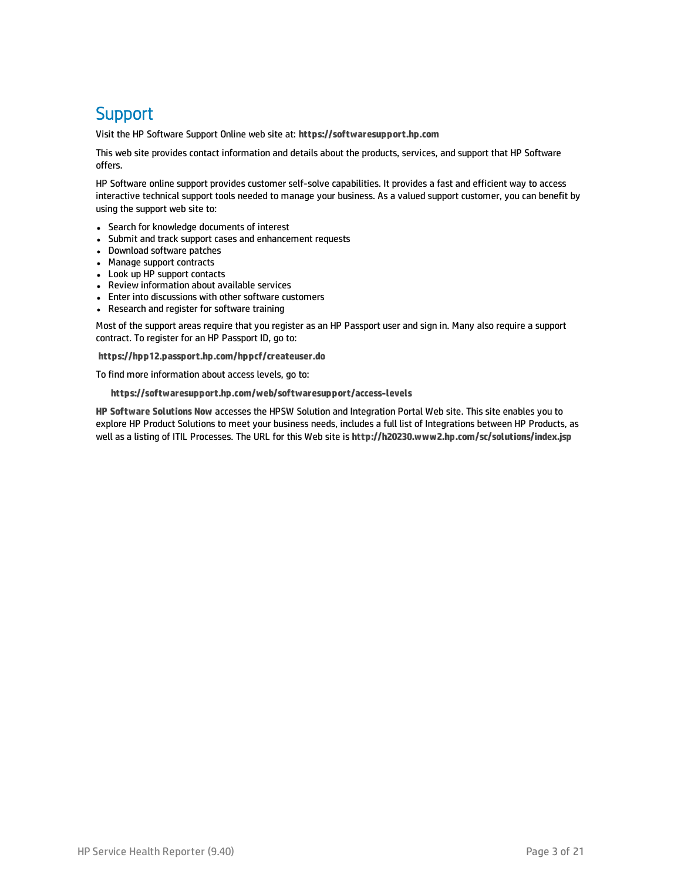# Support

Visit the HP Software Support Online web site at: **https://softwaresupport.hp.com**

This web site provides contact information and details about the products, services, and support that HP Software offers.

HP Software online support provides customer self-solve capabilities. It provides a fast and efficient way to access interactive technical support tools needed to manage your business. As a valued support customer, you can benefit by using the support web site to:

- Search for knowledge documents of interest
- Submit and track support cases and enhancement requests
- Download software patches
- Manage support contracts
- Look up HP support contacts
- Review information about available services
- Enter into discussions with other software customers
- Research and register for software training

Most of the support areas require that you register as an HP Passport user and sign in. Many also require a support contract. To register for an HP Passport ID, go to:

**https://hpp12.passport.hp.com/hppcf/createuser.do**

To find more information about access levels, go to:

**https://softwaresupport.hp.com/web/softwaresupport/access-levels**

**HP Software Solutions Now** accesses the HPSW Solution and Integration Portal Web site. This site enables you to explore HP Product Solutions to meet your business needs, includes a full list of Integrations between HP Products, as well as a listing of ITIL Processes. The URL for this Web site is **http://h20230.www2.hp.com/sc/solutions/index.jsp**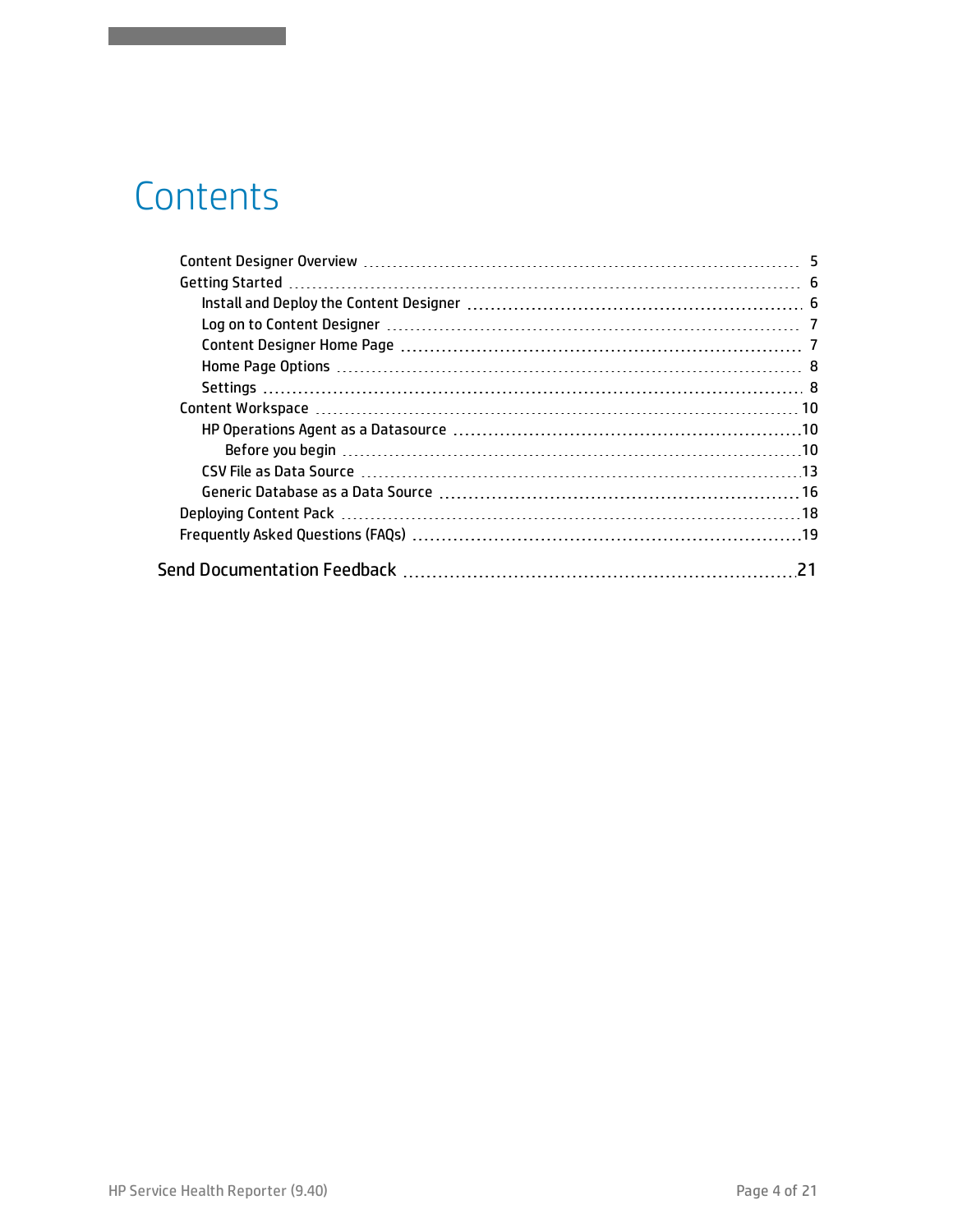# Contents

- Content Designer Overview ... 5
- Getting Started ... 6
  - Install and Deploy the Content Designer ... 6
  - Log on to Content Designer ... 7
  - Content Designer Home Page ... 7
  - Home Page Options ... 8
  - Settings ... 8
- Content Workspace ... 10
  - HP Operations Agent as a Datasource ... 10
    - Before you begin ... 10
  - CSV File as Data Source ... 13
  - Generic Database as a Data Source ... 16
- Deploying Content Pack ... 18
- Frequently Asked Questions (FAQs) ... 19

Send Documentation Feedback ... 21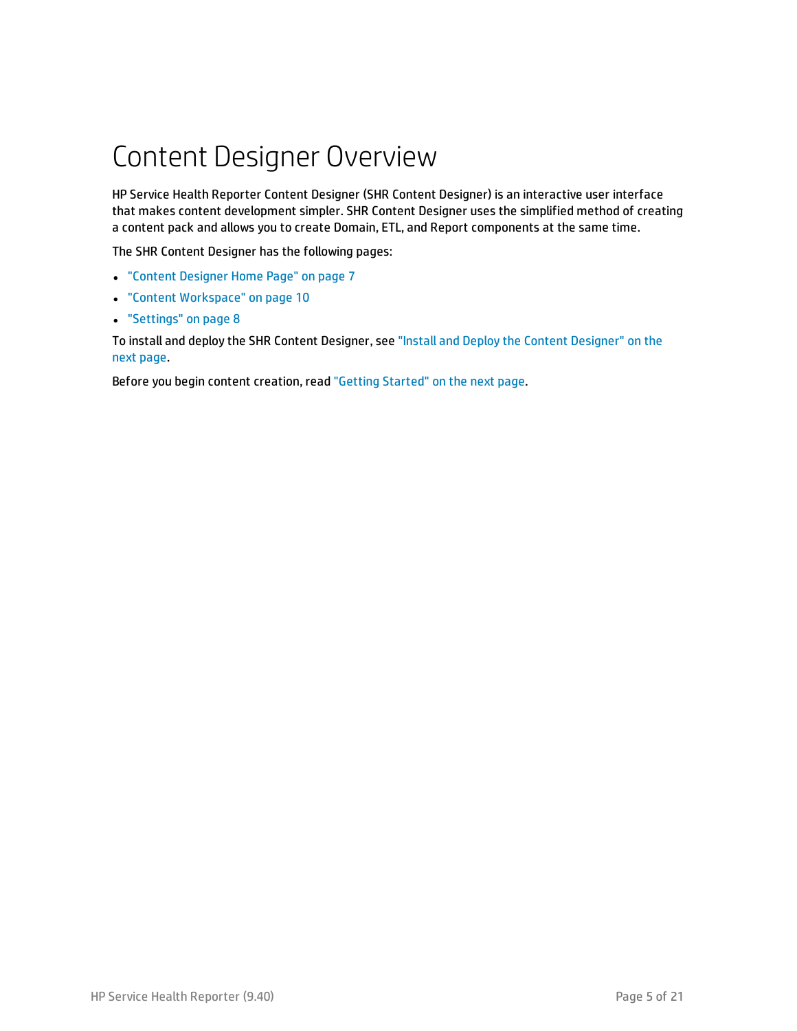# Content Designer Overview

HP Service Health Reporter Content Designer (SHR Content Designer) is an interactive user interface that makes content development simpler. SHR Content Designer uses the simplified method of creating a content pack and allows you to create Domain, ETL, and Report components at the same time.

The SHR Content Designer has the following pages:

- "Content Designer Home Page" on page 7
- "Content Workspace" on page 10
- "Settings" on page 8

To install and deploy the SHR Content Designer, see "Install and Deploy the Content Designer" on the next page.

Before you begin content creation, read "Getting Started" on the next page.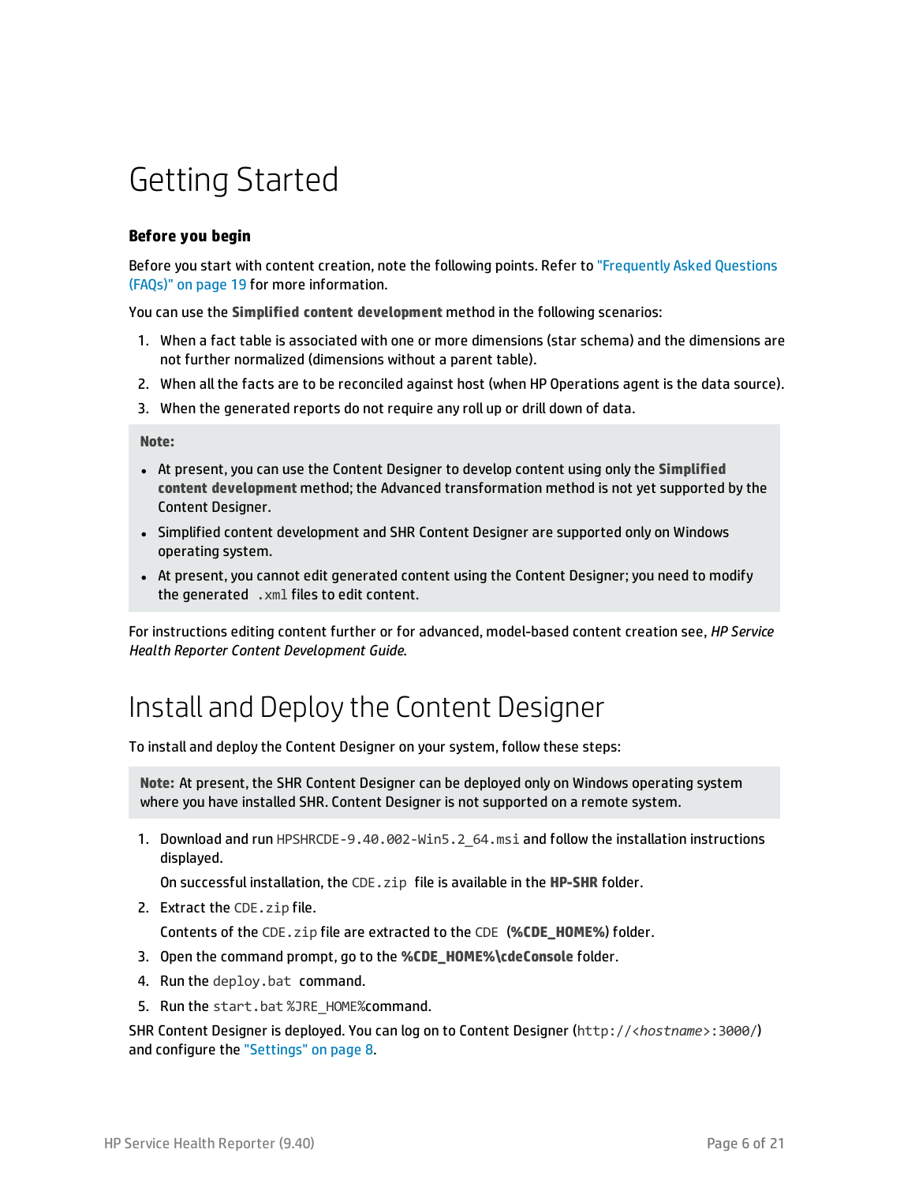# Getting Started

### Before you begin

Before you start with content creation, note the following points. Refer to "Frequently Asked Questions (FAQs)" on page 19 for more information.

You can use the **Simplified content development** method in the following scenarios:

1. When a fact table is associated with one or more dimensions (star schema) and the dimensions are not further normalized (dimensions without a parent table).
2. When all the facts are to be reconciled against host (when HP Operations agent is the data source).
3. When the generated reports do not require any roll up or drill down of data.

> **Note:**
>
> - At present, you can use the Content Designer to develop content using only the **Simplified content development** method; the Advanced transformation method is not yet supported by the Content Designer.
> - Simplified content development and SHR Content Designer are supported only on Windows operating system.
> - At present, you cannot edit generated content using the Content Designer; you need to modify the generated `.xml` files to edit content.

For instructions editing content further or for advanced, model-based content creation see, *HP Service Health Reporter Content Development Guide.*

# Install and Deploy the Content Designer

To install and deploy the Content Designer on your system, follow these steps:

> **Note:** At present, the SHR Content Designer can be deployed only on Windows operating system where you have installed SHR. Content Designer is not supported on a remote system.

1. Download and run `HPSHRCDE-9.40.002-Win5.2_64.msi` and follow the installation instructions displayed.

   On successful installation, the `CDE.zip` file is available in the **HP-SHR** folder.
2. Extract the `CDE.zip` file.

   Contents of the `CDE.zip` file are extracted to the `CDE` (**%CDE_HOME%**) folder.
3. Open the command prompt, go to the **%CDE_HOME%\cdeConsole** folder.
4. Run the `deploy.bat` command.
5. Run the `start.bat` %JRE_HOME%command.

SHR Content Designer is deployed. You can log on to Content Designer (`http://<hostname>:3000/`) and configure the "Settings" on page 8.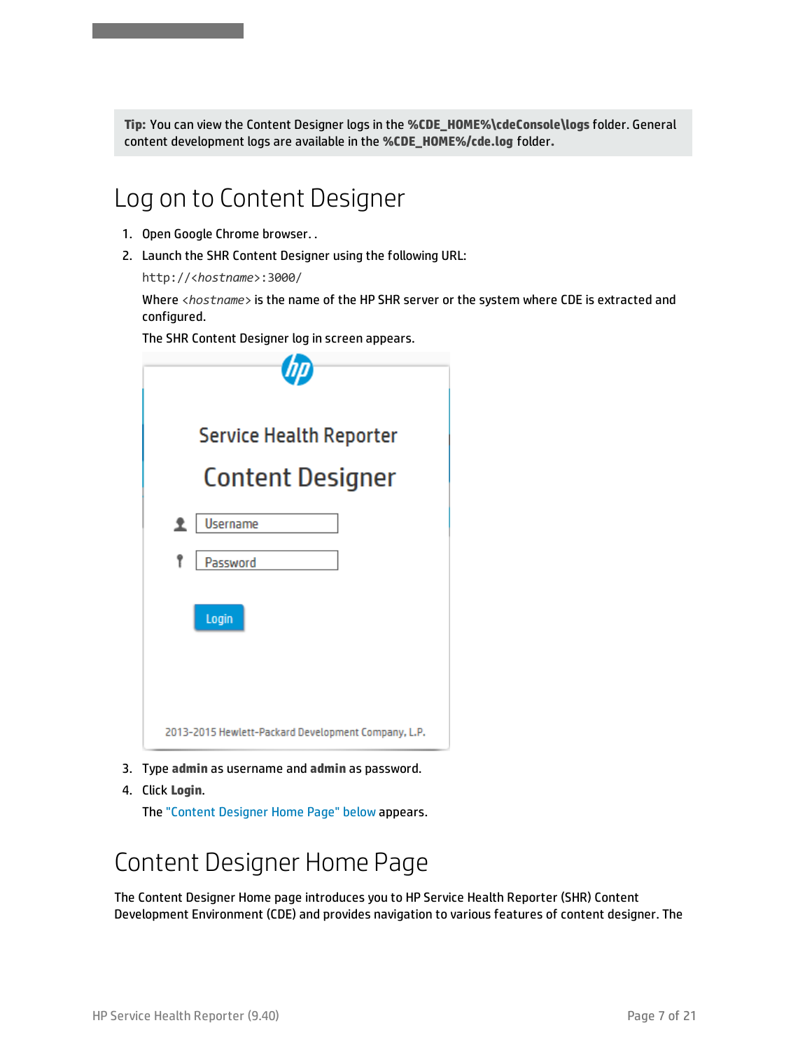**Tip:** You can view the Content Designer logs in the **%CDE_HOME%\cdeConsole\logs** folder. General content development logs are available in the **%CDE_HOME%/cde.log** folder.

## Log on to Content Designer

1. Open Google Chrome browser. .
2. Launch the SHR Content Designer using the following URL:

   `http://<hostname>:3000/`

   Where *<hostname>* is the name of the HP SHR server or the system where CDE is extracted and configured.

   The SHR Content Designer log in screen appears.

3. Type **admin** as username and **admin** as password.
4. Click **Login**.

   The "Content Designer Home Page" below appears.

## Content Designer Home Page

The Content Designer Home page introduces you to HP Service Health Reporter (SHR) Content Development Environment (CDE) and provides navigation to various features of content designer. The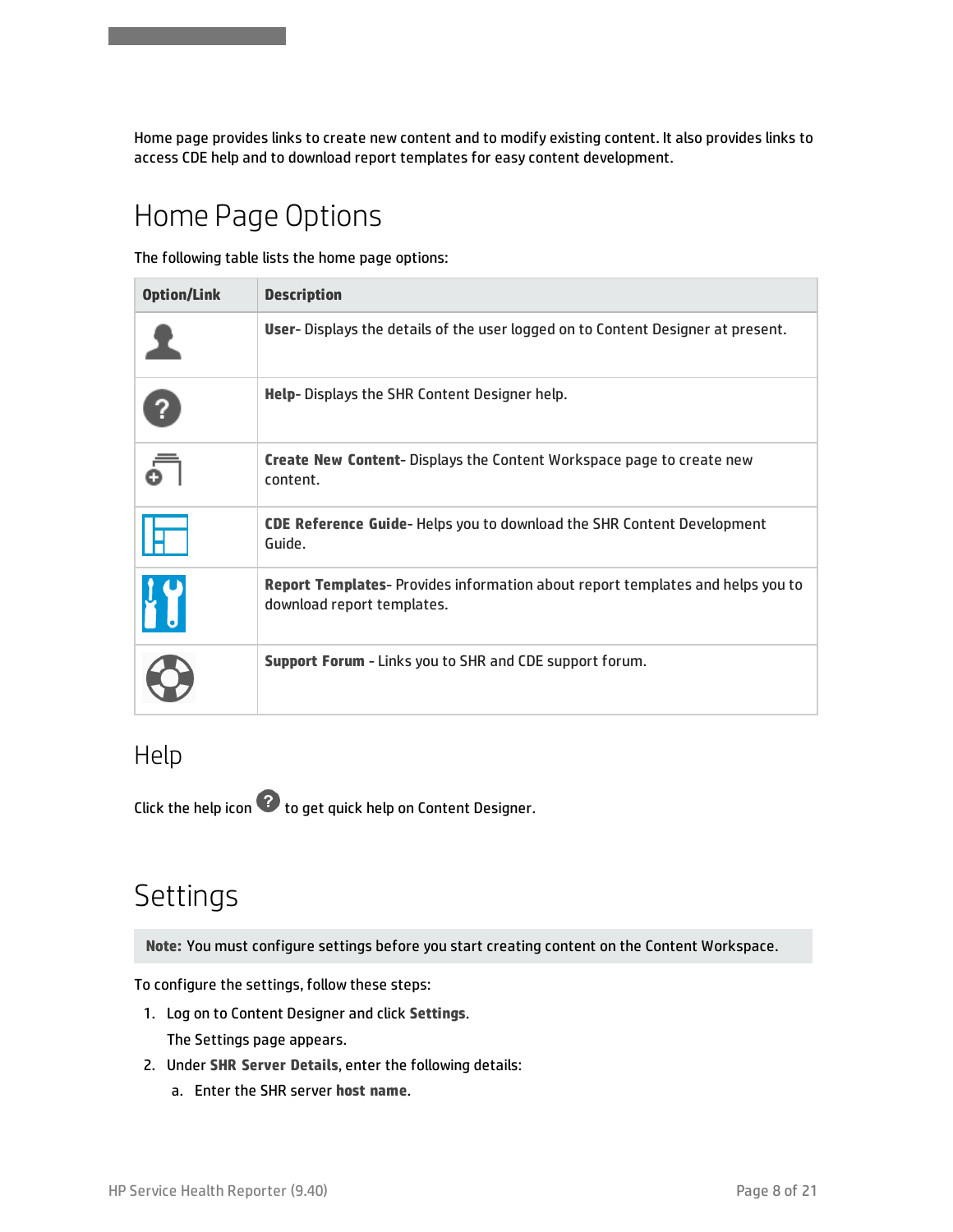Home page provides links to create new content and to modify existing content. It also provides links to access CDE help and to download report templates for easy content development.

# Home Page Options

The following table lists the home page options:

| Option/Link | Description |
| --- | --- |
| | **User**- Displays the details of the user logged on to Content Designer at present. |
| | **Help**- Displays the SHR Content Designer help. |
| | **Create New Content**- Displays the Content Workspace page to create new content. |
| | **CDE Reference Guide**- Helps you to download the SHR Content Development Guide. |
| | **Report Templates**- Provides information about report templates and helps you to download report templates. |
| | **Support Forum** - Links you to SHR and CDE support forum. |

## Help

Click the help icon to get quick help on Content Designer.

# Settings

**Note:** You must configure settings before you start creating content on the Content Workspace.

To configure the settings, follow these steps:

1. Log on to Content Designer and click **Settings**.

   The Settings page appears.

2. Under **SHR Server Details**, enter the following details:

   a. Enter the SHR server **host name**.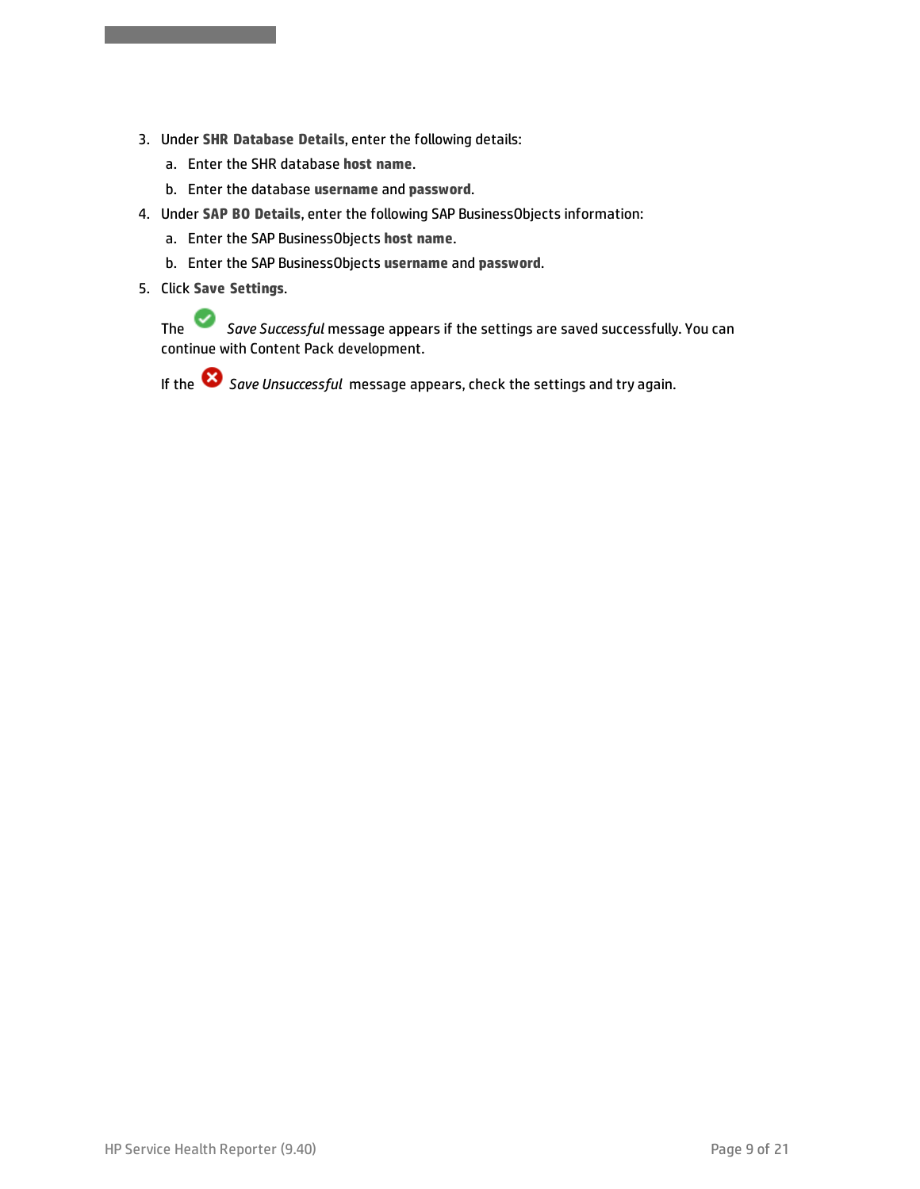3. Under **SHR Database Details**, enter the following details:
   a. Enter the SHR database **host name**.
   b. Enter the database **username** and **password**.
4. Under **SAP BO Details**, enter the following SAP BusinessObjects information:
   a. Enter the SAP BusinessObjects **host name**.
   b. Enter the SAP BusinessObjects **username** and **password**.
5. Click **Save Settings**.

   The *Save Successful* message appears if the settings are saved successfully. You can continue with Content Pack development.

   If the *Save Unsuccessful* message appears, check the settings and try again.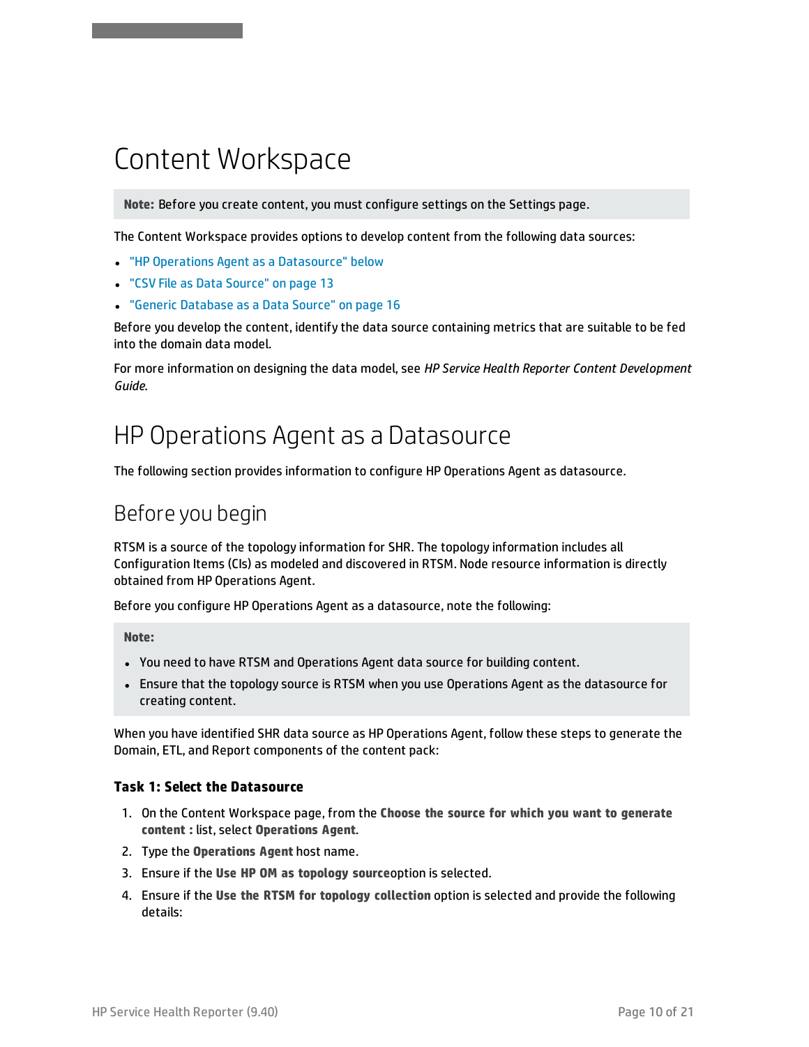# Content Workspace

> **Note:** Before you create content, you must configure settings on the Settings page.

The Content Workspace provides options to develop content from the following data sources:

- "HP Operations Agent as a Datasource" below
- "CSV File as Data Source" on page 13
- "Generic Database as a Data Source" on page 16

Before you develop the content, identify the data source containing metrics that are suitable to be fed into the domain data model.

For more information on designing the data model, see *HP Service Health Reporter Content Development Guide*.

# HP Operations Agent as a Datasource

The following section provides information to configure HP Operations Agent as datasource.

## Before you begin

RTSM is a source of the topology information for SHR. The topology information includes all Configuration Items (CIs) as modeled and discovered in RTSM. Node resource information is directly obtained from HP Operations Agent.

Before you configure HP Operations Agent as a datasource, note the following:

> **Note:**
>
> - You need to have RTSM and Operations Agent data source for building content.
> - Ensure that the topology source is RTSM when you use Operations Agent as the datasource for creating content.

When you have identified SHR data source as HP Operations Agent, follow these steps to generate the Domain, ETL, and Report components of the content pack:

#### Task 1: Select the Datasource

1. On the Content Workspace page, from the **Choose the source for which you want to generate content :** list, select **Operations Agent**.
2. Type the **Operations Agent** host name.
3. Ensure if the **Use HP OM as topology source**option is selected.
4. Ensure if the **Use the RTSM for topology collection** option is selected and provide the following details: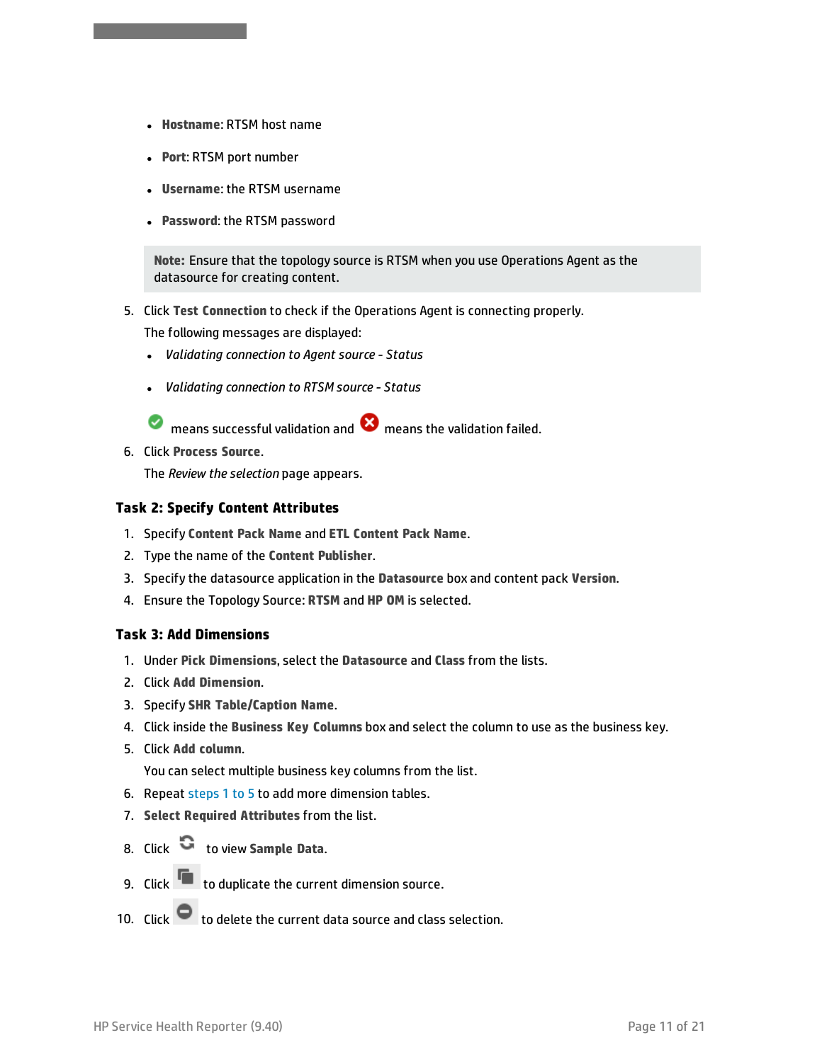- **Hostname**: RTSM host name
- **Port**: RTSM port number
- **Username**: the RTSM username
- **Password**: the RTSM password

> **Note:** Ensure that the topology source is RTSM when you use Operations Agent as the datasource for creating content.

5. Click **Test Connection** to check if the Operations Agent is connecting properly.

   The following messages are displayed:

   - *Validating connection to Agent source - Status*
   - *Validating connection to RTSM source - Status*

   means successful validation and means the validation failed.

6. Click **Process Source**.

   The *Review the selection* page appears.

### Task 2: Specify Content Attributes

1. Specify **Content Pack Name** and **ETL Content Pack Name**.
2. Type the name of the **Content Publisher**.
3. Specify the datasource application in the **Datasource** box and content pack **Version**.
4. Ensure the Topology Source: **RTSM** and **HP OM** is selected.

### Task 3: Add Dimensions

1. Under **Pick Dimensions**, select the **Datasource** and **Class** from the lists.
2. Click **Add Dimension**.
3. Specify **SHR Table/Caption Name**.
4. Click inside the **Business Key Columns** box and select the column to use as the business key.
5. Click **Add column**.

   You can select multiple business key columns from the list.

6. Repeat steps 1 to 5 to add more dimension tables.
7. **Select Required Attributes** from the list.
8. Click to view **Sample Data**.
9. Click to duplicate the current dimension source.
10. Click to delete the current data source and class selection.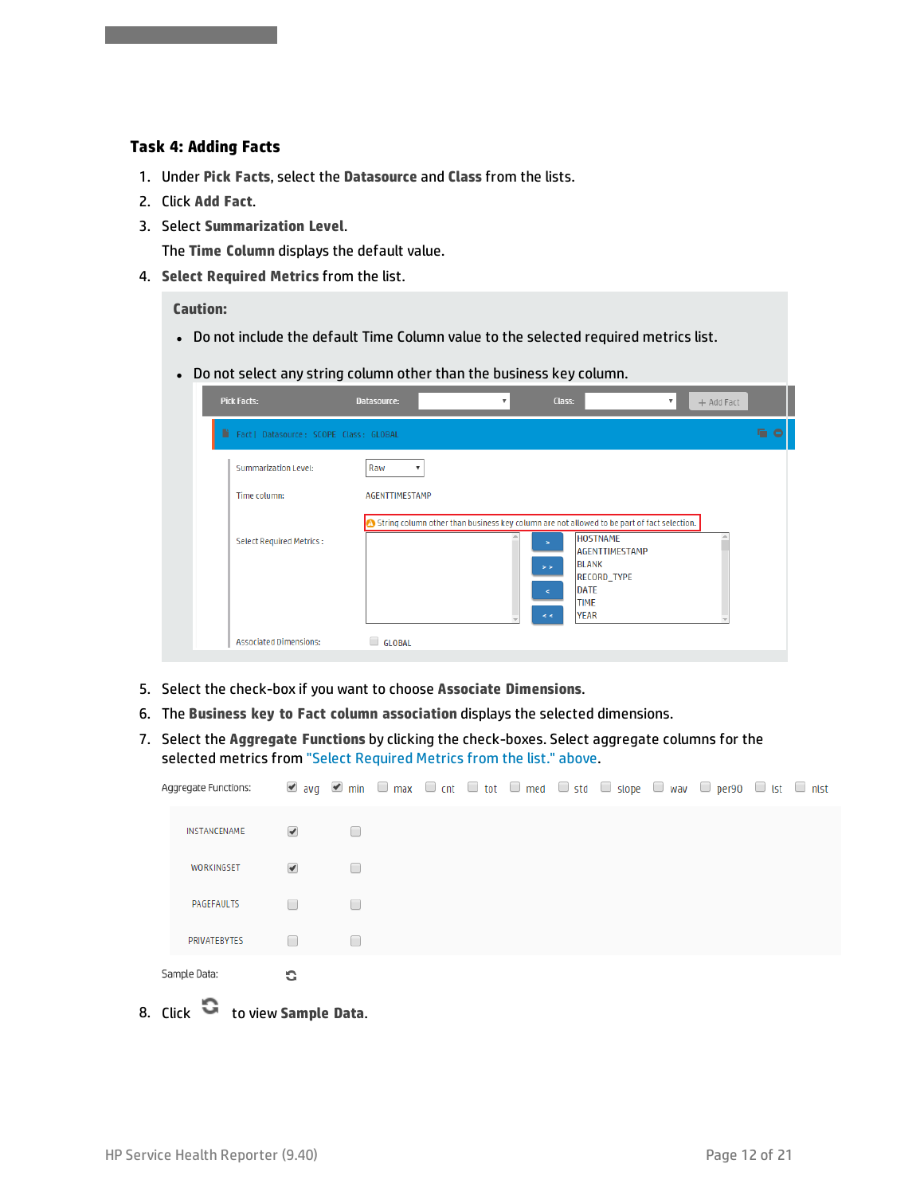### Task 4: Adding Facts

1. Under **Pick Facts**, select the **Datasource** and **Class** from the lists.
2. Click **Add Fact**.
3. Select **Summarization Level**.

   The **Time Column** displays the default value.
4. **Select Required Metrics** from the list.

   > **Caution:**
   >
   > - Do not include the default Time Column value to the selected required metrics list.
   > - Do not select any string column other than the business key column.

5. Select the check-box if you want to choose **Associate Dimensions**.
6. The **Business key to Fact column association** displays the selected dimensions.
7. Select the **Aggregate Functions** by clicking the check-boxes. Select aggregate columns for the selected metrics from "Select Required Metrics from the list." above.
8. Click the refresh icon to view **Sample Data**.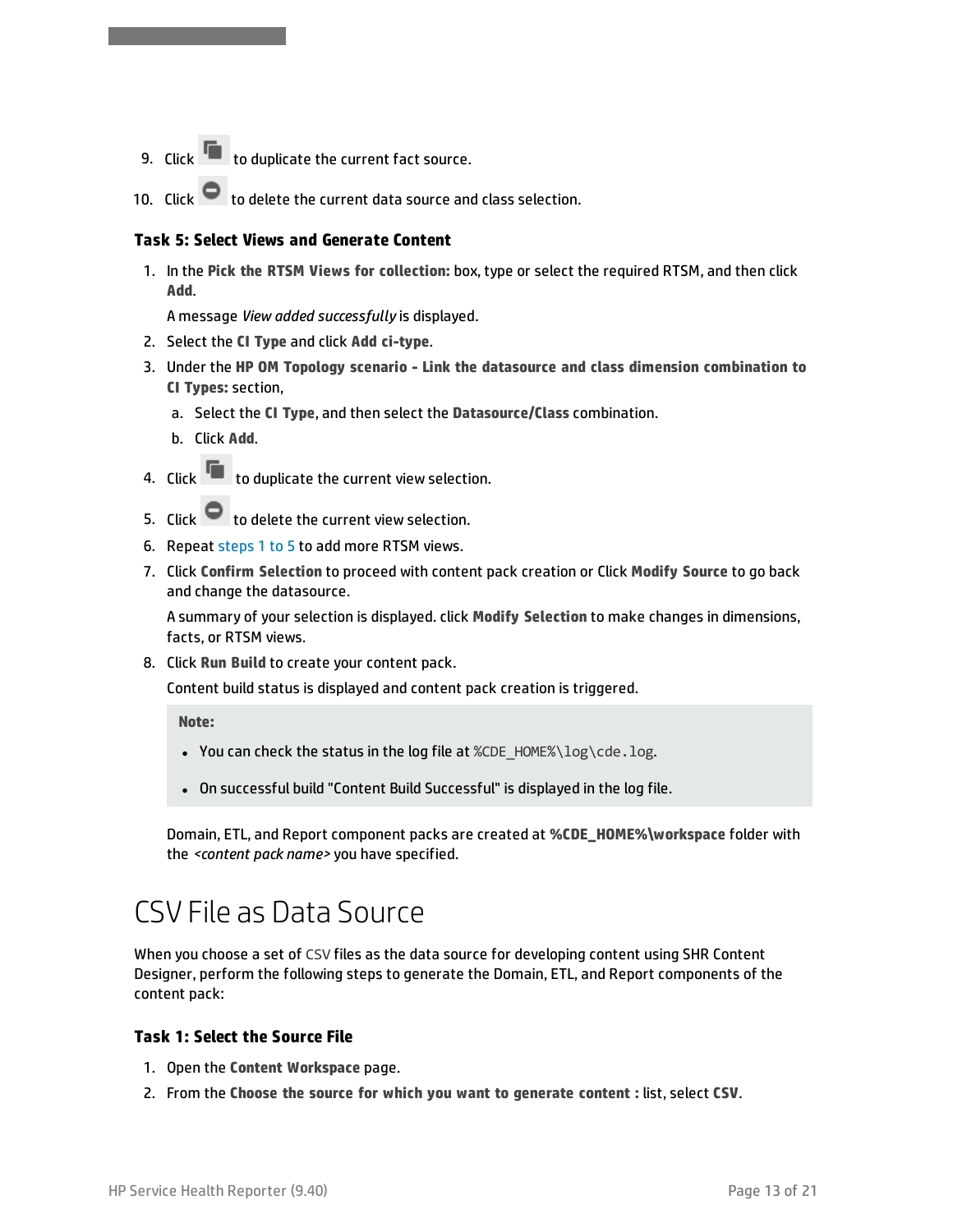9. Click to duplicate the current fact source.
10. Click to delete the current data source and class selection.

### Task 5: Select Views and Generate Content

1. In the **Pick the RTSM Views for collection:** box, type or select the required RTSM, and then click **Add**.

   A message *View added successfully* is displayed.
2. Select the **CI Type** and click **Add ci-type**.
3. Under the **HP OM Topology scenario - Link the datasource and class dimension combination to CI Types:** section,
   a. Select the **CI Type**, and then select the **Datasource/Class** combination.
   b. Click **Add**.
4. Click to duplicate the current view selection.
5. Click to delete the current view selection.
6. Repeat steps 1 to 5 to add more RTSM views.
7. Click **Confirm Selection** to proceed with content pack creation or Click **Modify Source** to go back and change the datasource.

   A summary of your selection is displayed. click **Modify Selection** to make changes in dimensions, facts, or RTSM views.
8. Click **Run Build** to create your content pack.

   Content build status is displayed and content pack creation is triggered.

   > **Note:**
   >
   > - You can check the status in the log file at `%CDE_HOME%\log\cde.log`.
   > - On successful build "Content Build Successful" is displayed in the log file.

   Domain, ETL, and Report component packs are created at **%CDE_HOME%\workspace** folder with the *<content pack name>* you have specified.

# CSV File as Data Source

When you choose a set of CSV files as the data source for developing content using SHR Content Designer, perform the following steps to generate the Domain, ETL, and Report components of the content pack:

### Task 1: Select the Source File

1. Open the **Content Workspace** page.
2. From the **Choose the source for which you want to generate content :** list, select **CSV**.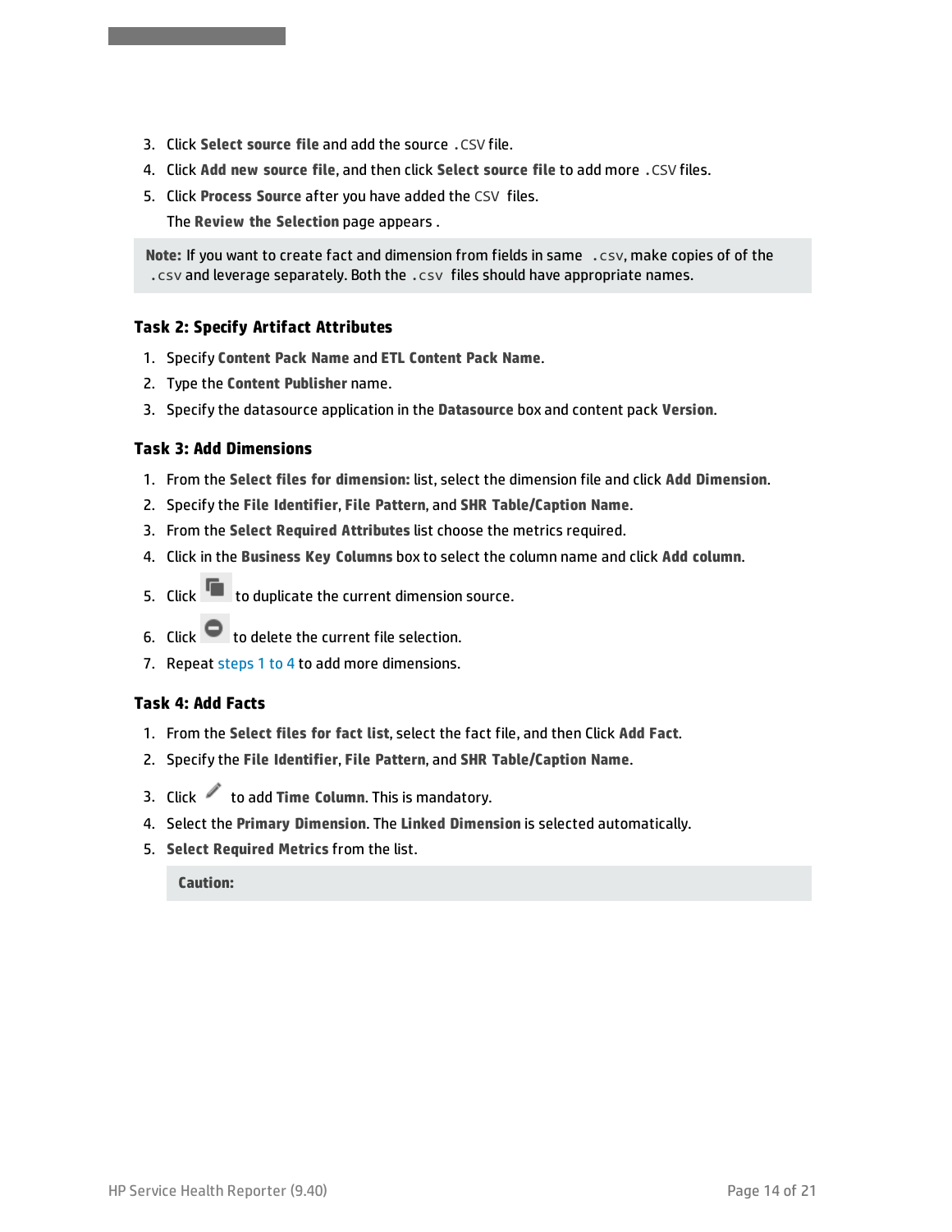3. Click **Select source file** and add the source `.CSV` file.
4. Click **Add new source file**, and then click **Select source file** to add more `.CSV` files.
5. Click **Process Source** after you have added the `CSV` files.

   The **Review the Selection** page appears .

> **Note:** If you want to create fact and dimension from fields in same `.csv`, make copies of of the `.csv` and leverage separately. Both the `.csv` files should have appropriate names.

### Task 2: Specify Artifact Attributes

1. Specify **Content Pack Name** and **ETL Content Pack Name**.
2. Type the **Content Publisher** name.
3. Specify the datasource application in the **Datasource** box and content pack **Version**.

### Task 3: Add Dimensions

1. From the **Select files for dimension:** list, select the dimension file and click **Add Dimension**.
2. Specify the **File Identifier**, **File Pattern**, and **SHR Table/Caption Name**.
3. From the **Select Required Attributes** list choose the metrics required.
4. Click in the **Business Key Columns** box to select the column name and click **Add column**.
5. Click to duplicate the current dimension source.
6. Click to delete the current file selection.
7. Repeat steps 1 to 4 to add more dimensions.

### Task 4: Add Facts

1. From the **Select files for fact list**, select the fact file, and then Click **Add Fact**.
2. Specify the **File Identifier**, **File Pattern**, and **SHR Table/Caption Name**.
3. Click to add **Time Column**. This is mandatory.
4. Select the **Primary Dimension**. The **Linked Dimension** is selected automatically.
5. **Select Required Metrics** from the list.

   > **Caution:**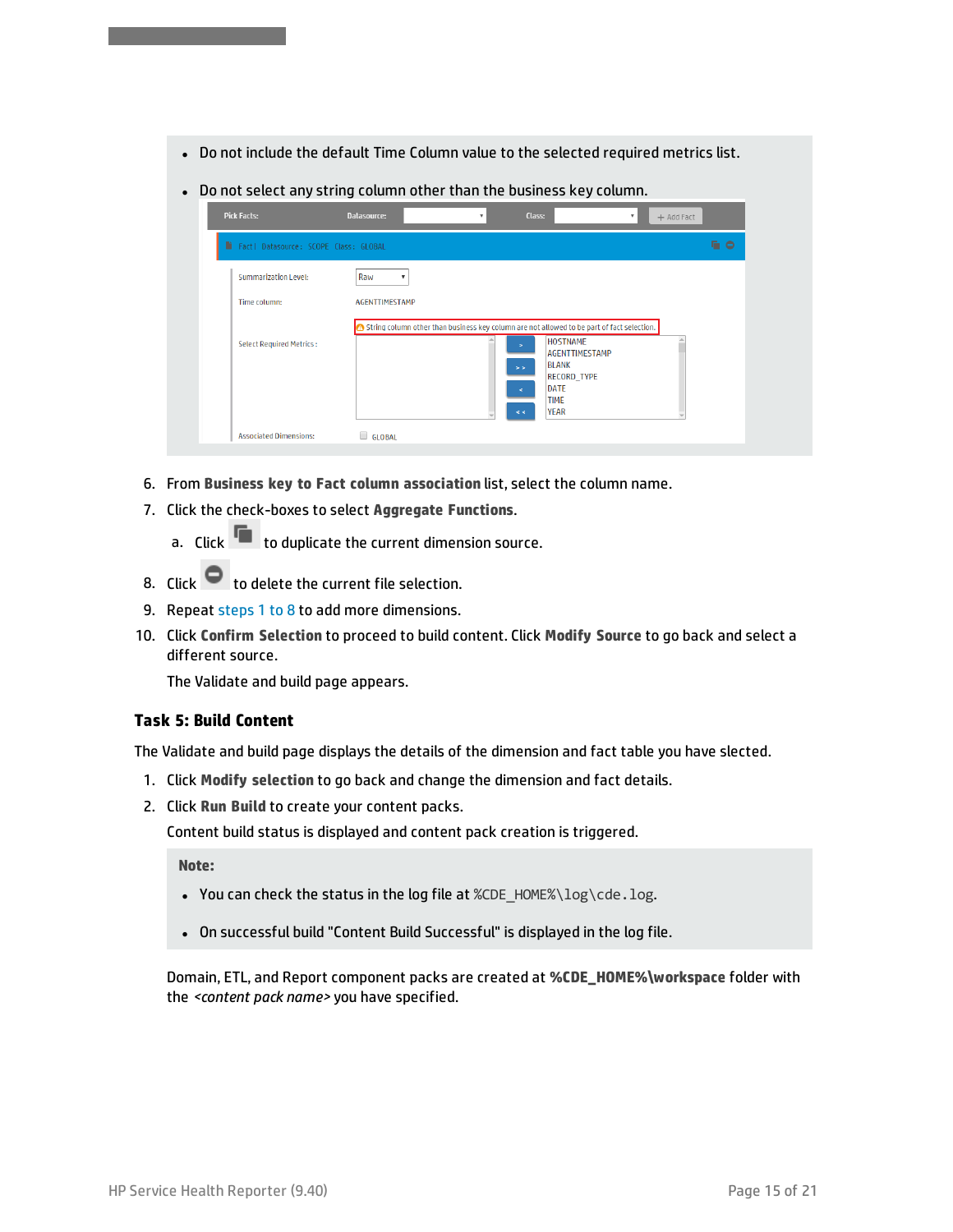- Do not include the default Time Column value to the selected required metrics list.
- Do not select any string column other than the business key column.

6. From **Business key to Fact column association** list, select the column name.
7. Click the check-boxes to select **Aggregate Functions**.
   a. Click  to duplicate the current dimension source.
8. Click  to delete the current file selection.
9. Repeat steps 1 to 8 to add more dimensions.
10. Click **Confirm Selection** to proceed to build content. Click **Modify Source** to go back and select a different source.

    The Validate and build page appears.

### Task 5: Build Content

The Validate and build page displays the details of the dimension and fact table you have slected.

1. Click **Modify selection** to go back and change the dimension and fact details.
2. Click **Run Build** to create your content packs.

   Content build status is displayed and content pack creation is triggered.

   **Note:**

   - You can check the status in the log file at `%CDE_HOME%\log\cde.log`.
   - On successful build "Content Build Successful" is displayed in the log file.

   Domain, ETL, and Report component packs are created at **%CDE_HOME%\workspace** folder with the *<content pack name>* you have specified.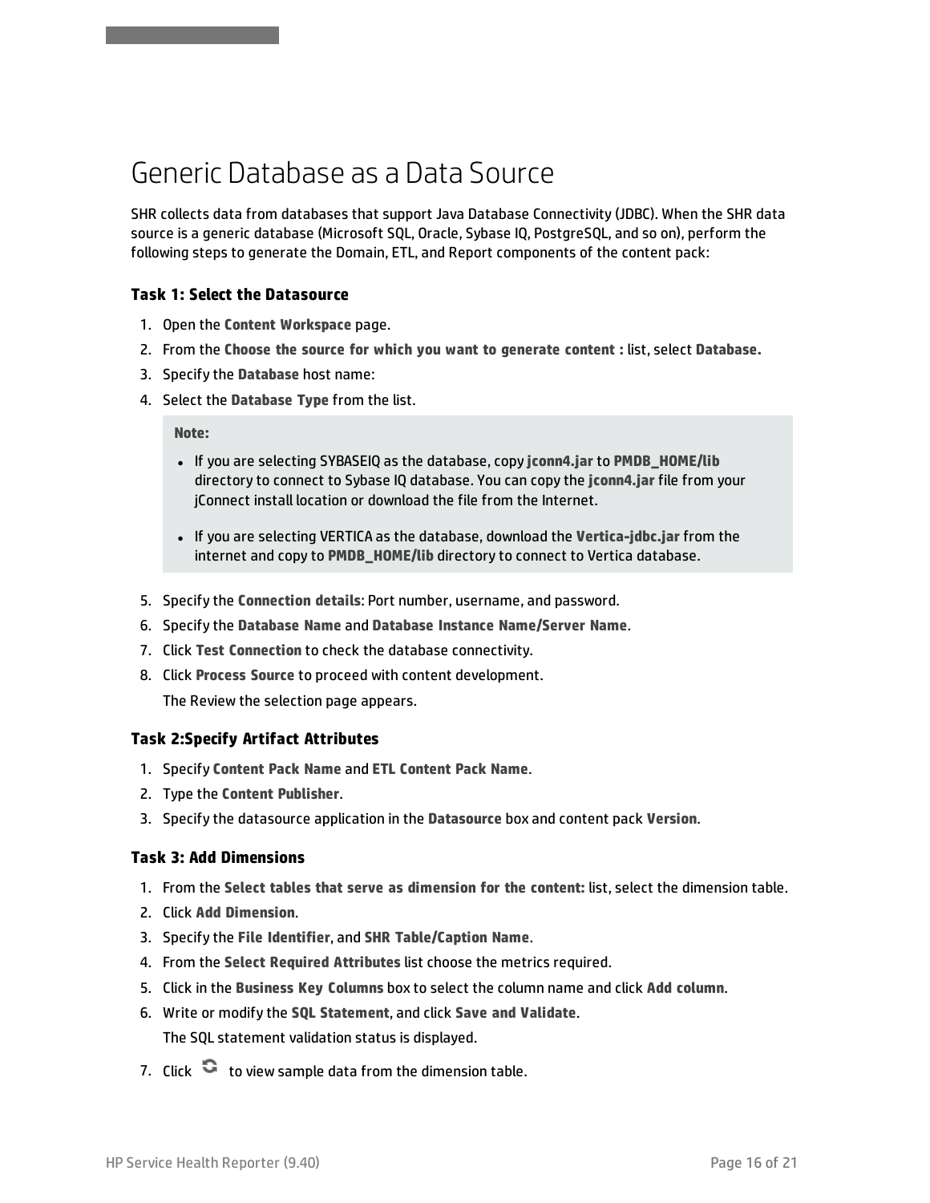# Generic Database as a Data Source

SHR collects data from databases that support Java Database Connectivity (JDBC). When the SHR data source is a generic database (Microsoft SQL, Oracle, Sybase IQ, PostgreSQL, and so on), perform the following steps to generate the Domain, ETL, and Report components of the content pack:

### Task 1: Select the Datasource

1. Open the **Content Workspace** page.
2. From the **Choose the source for which you want to generate content :** list, select **Database.**
3. Specify the **Database** host name:
4. Select the **Database Type** from the list.

   > **Note:**
   >
   > - If you are selecting SYBASEIQ as the database, copy **jconn4.jar** to **PMDB_HOME/lib** directory to connect to Sybase IQ database. You can copy the **jconn4.jar** file from your jConnect install location or download the file from the Internet.
   > - If you are selecting VERTICA as the database, download the **Vertica-jdbc.jar** from the internet and copy to **PMDB_HOME/lib** directory to connect to Vertica database.

5. Specify the **Connection details**: Port number, username, and password.
6. Specify the **Database Name** and **Database Instance Name/Server Name**.
7. Click **Test Connection** to check the database connectivity.
8. Click **Process Source** to proceed with content development.

   The Review the selection page appears.

### Task 2:Specify Artifact Attributes

1. Specify **Content Pack Name** and **ETL Content Pack Name**.
2. Type the **Content Publisher**.
3. Specify the datasource application in the **Datasource** box and content pack **Version**.

### Task 3: Add Dimensions

1. From the **Select tables that serve as dimension for the content:** list, select the dimension table.
2. Click **Add Dimension**.
3. Specify the **File Identifier**, and **SHR Table/Caption Name**.
4. From the **Select Required Attributes** list choose the metrics required.
5. Click in the **Business Key Columns** box to select the column name and click **Add column**.
6. Write or modify the **SQL Statement**, and click **Save and Validate**.

   The SQL statement validation status is displayed.

7. Click to view sample data from the dimension table.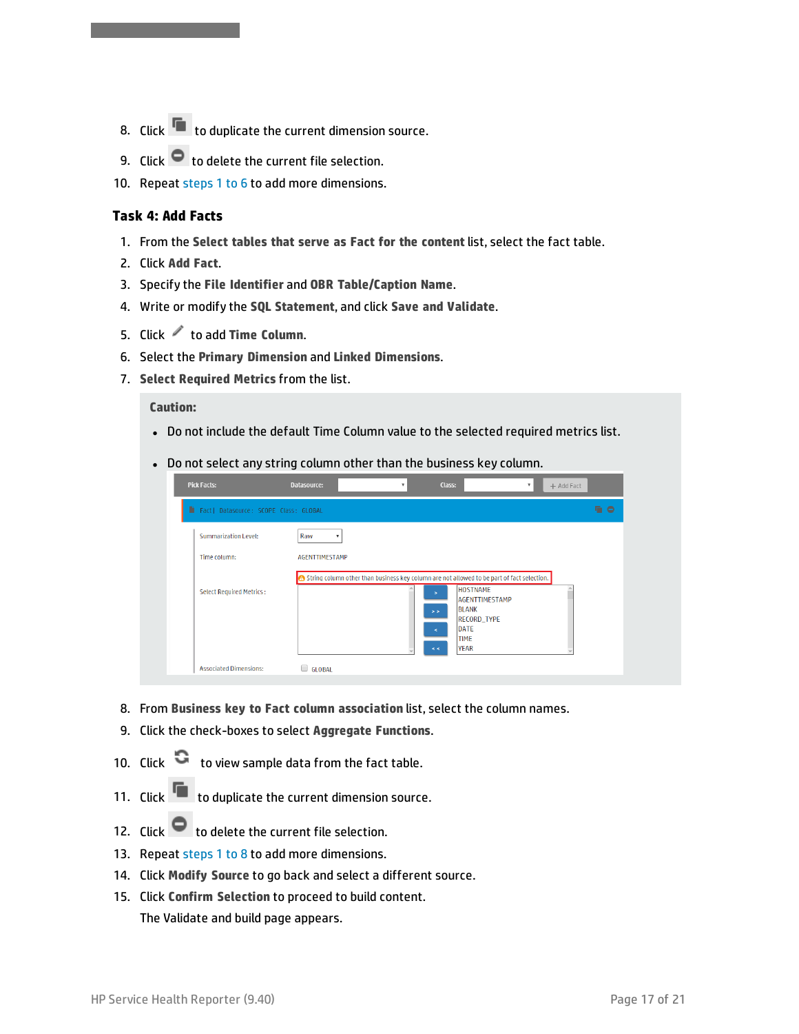8. Click  to duplicate the current dimension source.
9. Click  to delete the current file selection.
10. Repeat steps 1 to 6 to add more dimensions.

### Task 4: Add Facts

1. From the **Select tables that serve as Fact for the content** list, select the fact table.
2. Click **Add Fact**.
3. Specify the **File Identifier** and **OBR Table/Caption Name**.
4. Write or modify the **SQL Statement**, and click **Save and Validate**.
5. Click  to add **Time Column**.
6. Select the **Primary Dimension** and **Linked Dimensions**.
7. **Select Required Metrics** from the list.

> **Caution:**
>
> - Do not include the default Time Column value to the selected required metrics list.
> - Do not select any string column other than the business key column.

8. From **Business key to Fact column association** list, select the column names.
9. Click the check-boxes to select **Aggregate Functions**.
10. Click  to view sample data from the fact table.
11. Click  to duplicate the current dimension source.
12. Click  to delete the current file selection.
13. Repeat steps 1 to 8 to add more dimensions.
14. Click **Modify Source** to go back and select a different source.
15. Click **Confirm Selection** to proceed to build content.

    The Validate and build page appears.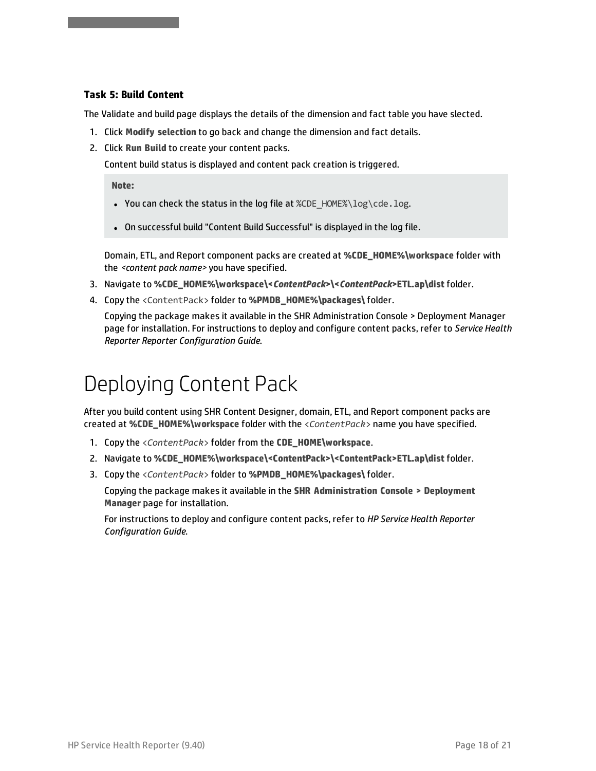### Task 5: Build Content

The Validate and build page displays the details of the dimension and fact table you have slected.

1. Click **Modify selection** to go back and change the dimension and fact details.
2. Click **Run Build** to create your content packs.

   Content build status is displayed and content pack creation is triggered.

   > **Note:**
   >
   > - You can check the status in the log file at `%CDE_HOME%\log\cde.log`.
   > - On successful build "Content Build Successful" is displayed in the log file.

   Domain, ETL, and Report component packs are created at **%CDE_HOME%\workspace** folder with the *<content pack name>* you have specified.

3. Navigate to **%CDE_HOME%\workspace\<*ContentPack*>\<*ContentPack*>ETL.ap\dist** folder.
4. Copy the `<ContentPack>` folder to **%PMDB_HOME%\packages\** folder.

   Copying the package makes it available in the SHR Administration Console > Deployment Manager page for installation. For instructions to deploy and configure content packs, refer to *Service Health Reporter Reporter Configuration Guide*.

# Deploying Content Pack

After you build content using SHR Content Designer, domain, ETL, and Report component packs are created at **%CDE_HOME%\workspace** folder with the *<ContentPack>* name you have specified.

1. Copy the *<ContentPack>* folder from the **CDE_HOME\workspace**.
2. Navigate to **%CDE_HOME%\workspace\<ContentPack>\<ContentPack>ETL.ap\dist** folder.
3. Copy the *<ContentPack>* folder to **%PMDB_HOME%\packages\** folder.

   Copying the package makes it available in the **SHR Administration Console > Deployment Manager** page for installation.

   For instructions to deploy and configure content packs, refer to *HP Service Health Reporter Configuration Guide*.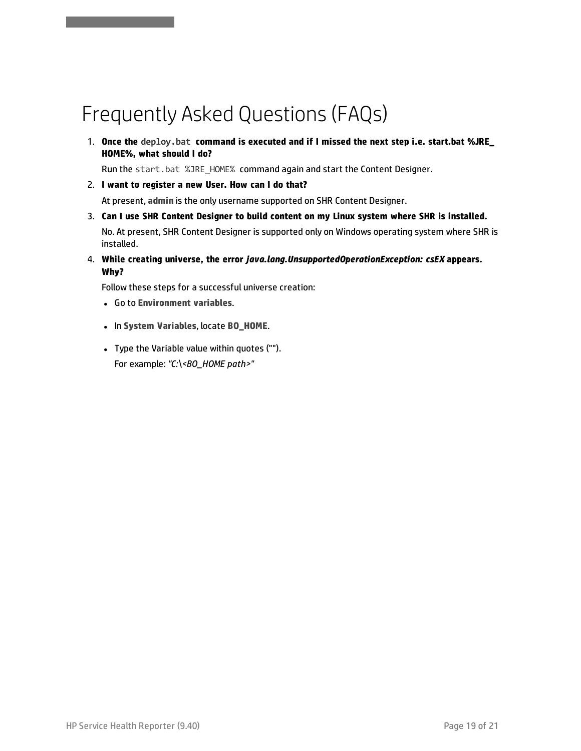# Frequently Asked Questions (FAQs)

1. **Once the `deploy.bat` command is executed and if I missed the next step i.e. start.bat %JRE_HOME%, what should I do?**

   Run the `start.bat %JRE_HOME%` command again and start the Content Designer.

2. **I want to register a new User. How can I do that?**

   At present, **admin** is the only username supported on SHR Content Designer.

3. **Can I use SHR Content Designer to build content on my Linux system where SHR is installed.**

   No. At present, SHR Content Designer is supported only on Windows operating system where SHR is installed.

4. **While creating universe, the error *java.lang.UnsupportedOperationException: csEX* appears. Why?**

   Follow these steps for a successful universe creation:

   - Go to **Environment variables**.
   - In **System Variables**, locate **BO_HOME**.
   - Type the Variable value within quotes ("").
     For example: *"C:\<BO_HOME path>"*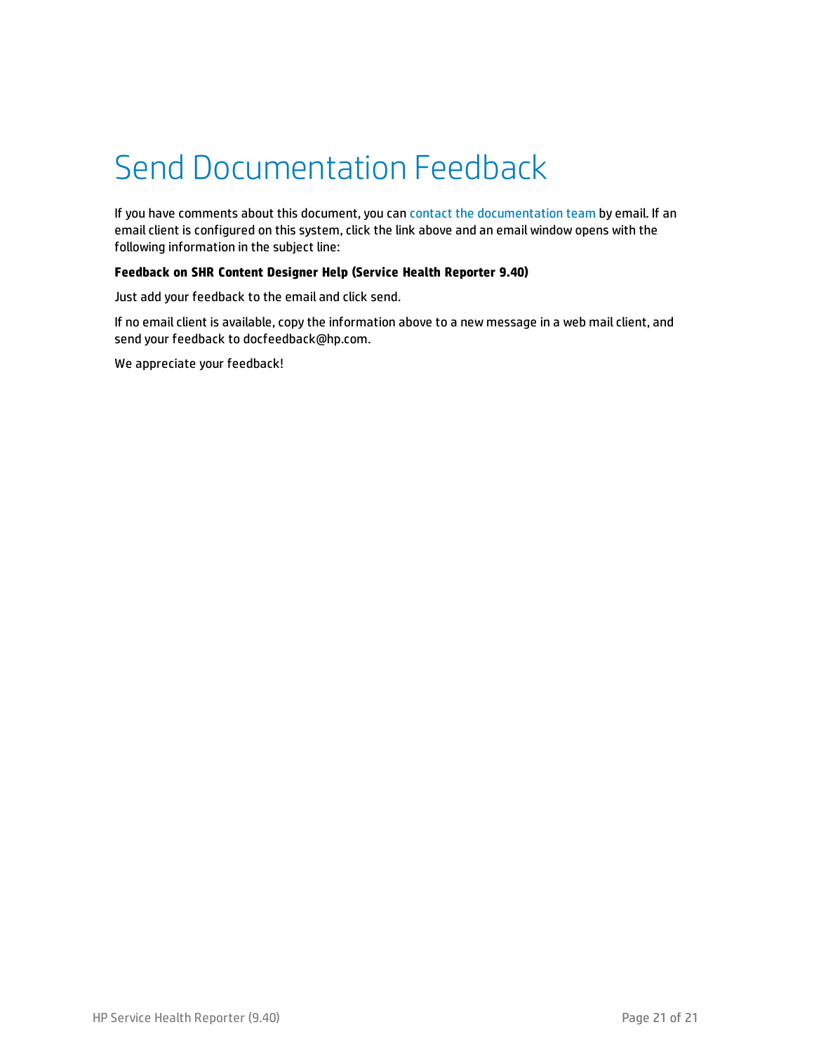# Send Documentation Feedback

If you have comments about this document, you can contact the documentation team by email. If an email client is configured on this system, click the link above and an email window opens with the following information in the subject line:

**Feedback on SHR Content Designer Help (Service Health Reporter 9.40)**

Just add your feedback to the email and click send.

If no email client is available, copy the information above to a new message in a web mail client, and send your feedback to docfeedback@hp.com.

We appreciate your feedback!